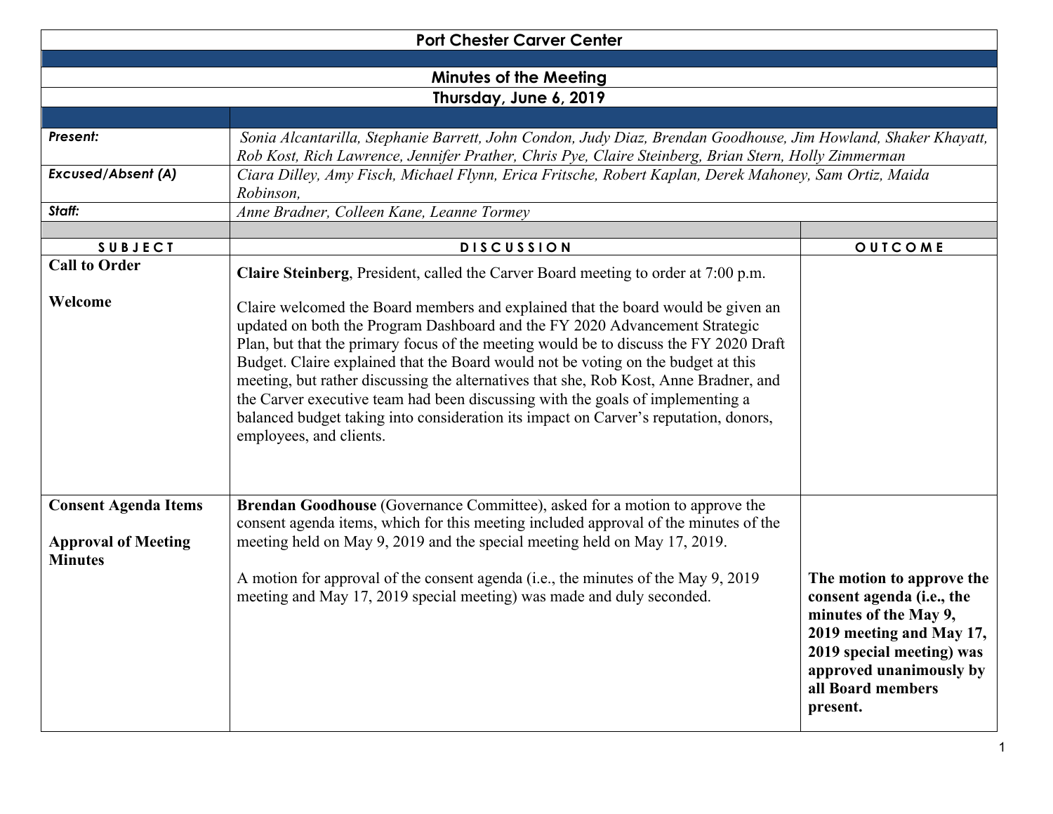# Port Chester Carver Center

## Minutes of the Meeting

## Thursday, June 6, 2019

| | |
|---|---|
| ***Present:*** | *Sonia Alcantarilla, Stephanie Barrett, John Condon, Judy Diaz, Brendan Goodhouse, Jim Howland, Shaker Khayatt, Rob Kost, Rich Lawrence, Jennifer Prather, Chris Pye, Claire Steinberg, Brian Stern, Holly Zimmerman* |
| ***Excused/Absent (A)*** | *Ciara Dilley, Amy Fisch, Michael Flynn, Erica Fritsche, Robert Kaplan, Derek Mahoney, Sam Ortiz, Maida Robinson,* |
| ***Staff:*** | *Anne Bradner, Colleen Kane, Leanne Tormey* |

| SUBJECT | DISCUSSION | OUTCOME |
|---|---|---|
| **Call to Order**<br><br>**Welcome** | **Claire Steinberg**, President, called the Carver Board meeting to order at 7:00 p.m.<br><br>Claire welcomed the Board members and explained that the board would be given an updated on both the Program Dashboard and the FY 2020 Advancement Strategic Plan, but that the primary focus of the meeting would be to discuss the FY 2020 Draft Budget. Claire explained that the Board would not be voting on the budget at this meeting, but rather discussing the alternatives that she, Rob Kost, Anne Bradner, and the Carver executive team had been discussing with the goals of implementing a balanced budget taking into consideration its impact on Carver's reputation, donors, employees, and clients. | |
| **Consent Agenda Items**<br><br>**Approval of Meeting Minutes** | **Brendan Goodhouse** (Governance Committee), asked for a motion to approve the consent agenda items, which for this meeting included approval of the minutes of the meeting held on May 9, 2019 and the special meeting held on May 17, 2019.<br><br>A motion for approval of the consent agenda (i.e., the minutes of the May 9, 2019 meeting and May 17, 2019 special meeting) was made and duly seconded. | **The motion to approve the consent agenda (i.e., the minutes of the May 9, 2019 meeting and May 17, 2019 special meeting) was approved unanimously by all Board members present.** |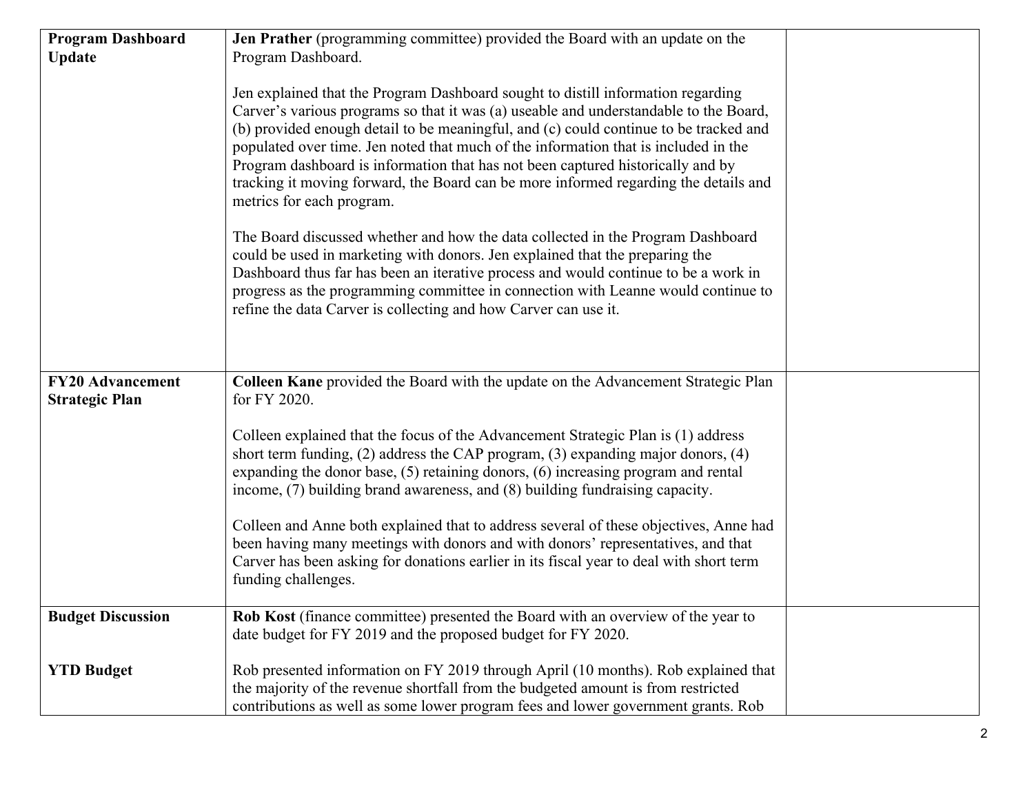| | | |
|---|---|---|
| **Program Dashboard Update** | **Jen Prather** (programming committee) provided the Board with an update on the Program Dashboard.<br><br>Jen explained that the Program Dashboard sought to distill information regarding Carver's various programs so that it was (a) useable and understandable to the Board, (b) provided enough detail to be meaningful, and (c) could continue to be tracked and populated over time. Jen noted that much of the information that is included in the Program dashboard is information that has not been captured historically and by tracking it moving forward, the Board can be more informed regarding the details and metrics for each program.<br><br>The Board discussed whether and how the data collected in the Program Dashboard could be used in marketing with donors. Jen explained that the preparing the Dashboard thus far has been an iterative process and would continue to be a work in progress as the programming committee in connection with Leanne would continue to refine the data Carver is collecting and how Carver can use it. | |
| **FY20 Advancement Strategic Plan** | **Colleen Kane** provided the Board with the update on the Advancement Strategic Plan for FY 2020.<br><br>Colleen explained that the focus of the Advancement Strategic Plan is (1) address short term funding, (2) address the CAP program, (3) expanding major donors, (4) expanding the donor base, (5) retaining donors, (6) increasing program and rental income, (7) building brand awareness, and (8) building fundraising capacity.<br><br>Colleen and Anne both explained that to address several of these objectives, Anne had been having many meetings with donors and with donors' representatives, and that Carver has been asking for donations earlier in its fiscal year to deal with short term funding challenges. | |
| **Budget Discussion**<br><br>**YTD Budget** | **Rob Kost** (finance committee) presented the Board with an overview of the year to date budget for FY 2019 and the proposed budget for FY 2020.<br><br>Rob presented information on FY 2019 through April (10 months). Rob explained that the majority of the revenue shortfall from the budgeted amount is from restricted contributions as well as some lower program fees and lower government grants. Rob | |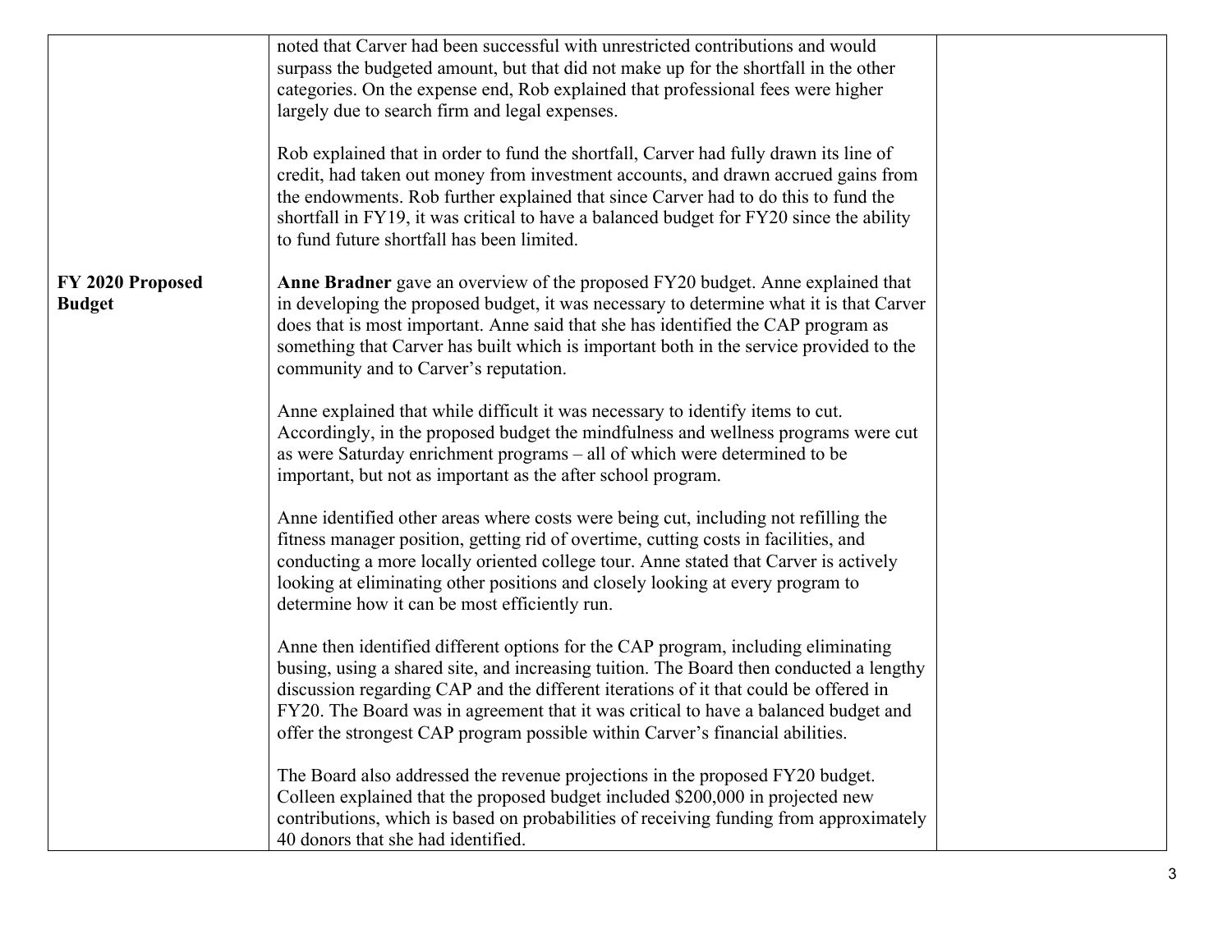| | | |
|---|---|---|
| | noted that Carver had been successful with unrestricted contributions and would surpass the budgeted amount, but that did not make up for the shortfall in the other categories. On the expense end, Rob explained that professional fees were higher largely due to search firm and legal expenses.<br><br>Rob explained that in order to fund the shortfall, Carver had fully drawn its line of credit, had taken out money from investment accounts, and drawn accrued gains from the endowments. Rob further explained that since Carver had to do this to fund the shortfall in FY19, it was critical to have a balanced budget for FY20 since the ability to fund future shortfall has been limited. | |
| **FY 2020 Proposed Budget** | **Anne Bradner** gave an overview of the proposed FY20 budget. Anne explained that in developing the proposed budget, it was necessary to determine what it is that Carver does that is most important. Anne said that she has identified the CAP program as something that Carver has built which is important both in the service provided to the community and to Carver's reputation.<br><br>Anne explained that while difficult it was necessary to identify items to cut. Accordingly, in the proposed budget the mindfulness and wellness programs were cut as were Saturday enrichment programs – all of which were determined to be important, but not as important as the after school program.<br><br>Anne identified other areas where costs were being cut, including not refilling the fitness manager position, getting rid of overtime, cutting costs in facilities, and conducting a more locally oriented college tour. Anne stated that Carver is actively looking at eliminating other positions and closely looking at every program to determine how it can be most efficiently run.<br><br>Anne then identified different options for the CAP program, including eliminating busing, using a shared site, and increasing tuition. The Board then conducted a lengthy discussion regarding CAP and the different iterations of it that could be offered in FY20. The Board was in agreement that it was critical to have a balanced budget and offer the strongest CAP program possible within Carver's financial abilities.<br><br>The Board also addressed the revenue projections in the proposed FY20 budget. Colleen explained that the proposed budget included $200,000 in projected new contributions, which is based on probabilities of receiving funding from approximately 40 donors that she had identified. | |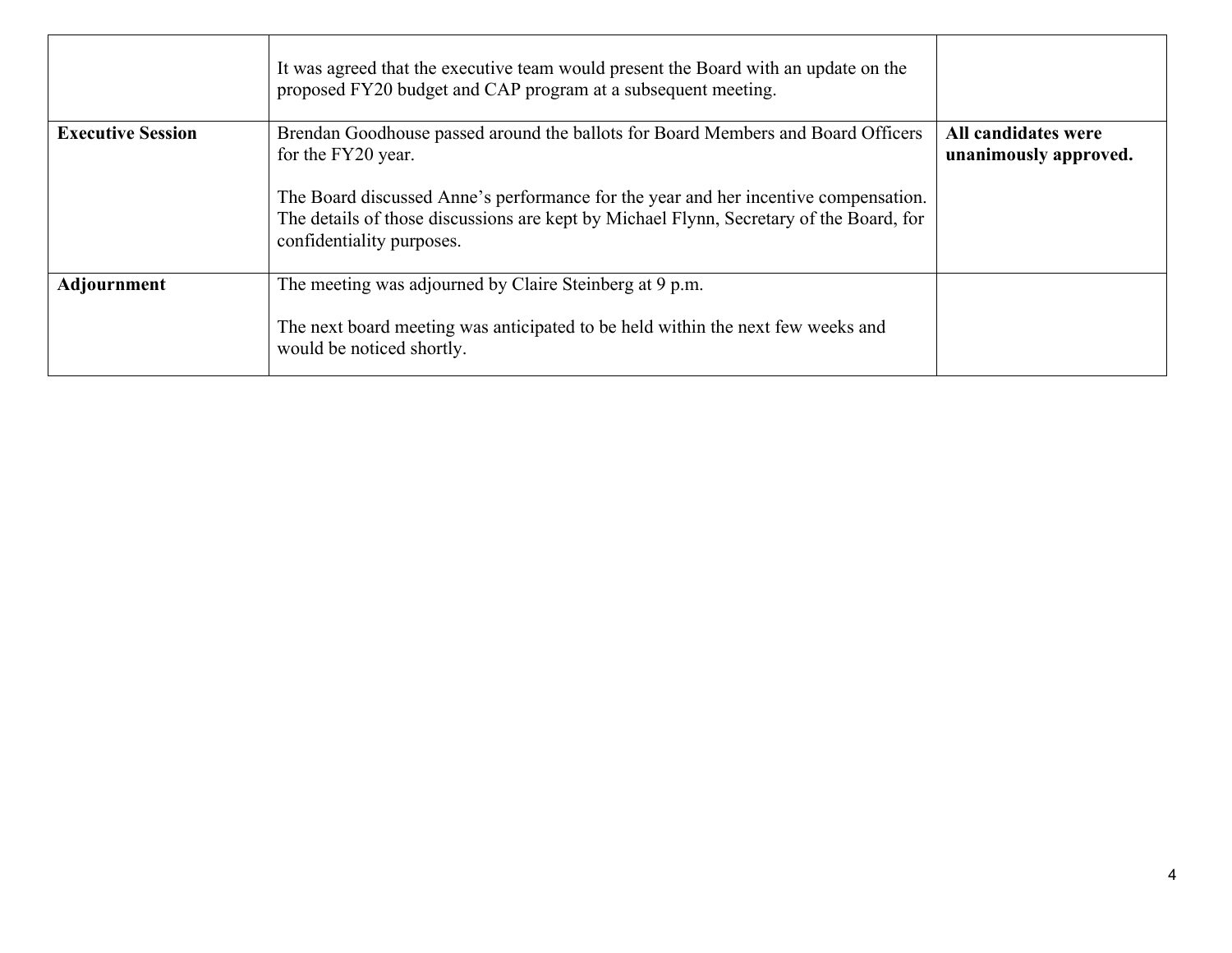| | | |
|---|---|---|
| | It was agreed that the executive team would present the Board with an update on the proposed FY20 budget and CAP program at a subsequent meeting. | |
| **Executive Session** | Brendan Goodhouse passed around the ballots for Board Members and Board Officers for the FY20 year.<br><br>The Board discussed Anne's performance for the year and her incentive compensation. The details of those discussions are kept by Michael Flynn, Secretary of the Board, for confidentiality purposes. | **All candidates were unanimously approved.** |
| **Adjournment** | The meeting was adjourned by Claire Steinberg at 9 p.m.<br><br>The next board meeting was anticipated to be held within the next few weeks and would be noticed shortly. | |